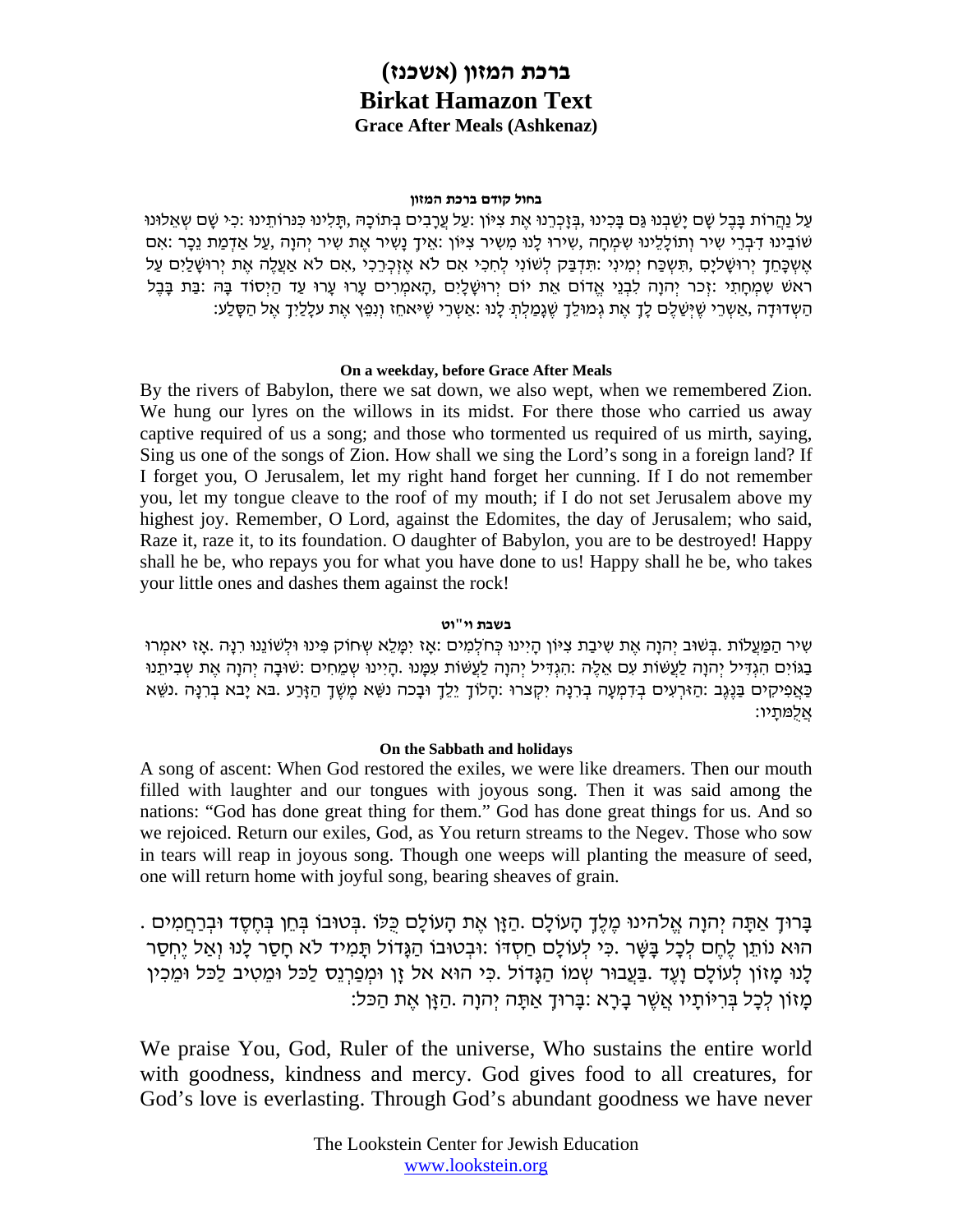# ברכת המזון (אשכנז)
# Birkat Hamazon Text
### Grace After Meals (Ashkenaz)

**בחול קודם ברכת המזון**

עַל נַהֲרוֹת בָּבֶל שָׁם יָשַׁבְנוּ גַּם בָּכִינוּ ,בְּזָכְרֵנוּ אֶת צִיּוֹן :עַל עֲרָבִים בְּתוֹכָהּ ,תָּלִינוּ כִּנֹּרוֹתֵינוּ :כִּי שָׁם שְׁאֵלוּנוּ שׁוֹבֵינוּ דִּבְרֵי שִׁיר וְתוֹלָלֵינוּ שִׂמְחָה ,שִׁירוּ לָנוּ מִשִּׁיר צִיּוֹן :אֵיךְ נָשִׁיר אֶת שִׁיר יְהוָה ,עַל אַדְמַת נֵכָר :אִם אֶשְׁכָּחֵךְ יְרוּשָׁלָיִם ,תִּשְׁכַּח יְמִינִי :תִּדְבַּק לְשׁוֹנִי לְחִכִּי אִם לֹא אֶזְכְּרֵכִי ,אִם לֹא אַעֲלֶה אֶת יְרוּשָׁלַיִם עַל רֹאשׁ שִׂמְחָתִי :זְכֹר יְהוָה לִבְנֵי אֱדוֹם אֵת יוֹם יְרוּשָׁלָיִם ,הָאֹמְרִים עָרוּ עָרוּ עַד הַיְסוֹד בָּהּ :בַּת בָּבֶל הַשְּׁדוּדָה ,אַשְׁרֵי שֶׁיְשַׁלֶּם לָךְ אֶת גְּמוּלֵךְ שֶׁגָּמַלְתְּ לָנוּ :אַשְׁרֵי שֶׁיֹּאחֵז וְנִפֵּץ אֶת עֹלָלַיִךְ אֶל הַסָּלַע:

**On a weekday, before Grace After Meals**

By the rivers of Babylon, there we sat down, we also wept, when we remembered Zion. We hung our lyres on the willows in its midst. For there those who carried us away captive required of us a song; and those who tormented us required of us mirth, saying, Sing us one of the songs of Zion. How shall we sing the Lord's song in a foreign land? If I forget you, O Jerusalem, let my right hand forget her cunning. If I do not remember you, let my tongue cleave to the roof of my mouth; if I do not set Jerusalem above my highest joy. Remember, O Lord, against the Edomites, the day of Jerusalem; who said, Raze it, raze it, to its foundation. O daughter of Babylon, you are to be destroyed! Happy shall he be, who repays you for what you have done to us! Happy shall he be, who takes your little ones and dashes them against the rock!

**בשבת וי"וט**

שִׁיר הַמַּעֲלוֹת .בְּשׁוּב יְהוָה אֶת שִׁיבַת צִיּוֹן הָיִינוּ כְּחֹלְמִים :אָז יִמָּלֵא שְׂחוֹק פִּינוּ וּלְשׁוֹנֵנוּ רִנָּה .אָז יֹאמְרוּ בַגּוֹיִם הִגְדִּיל יְהוָה לַעֲשׂוֹת עִם אֵלֶּה :הִגְדִּיל יְהוָה לַעֲשׂוֹת עִמָּנוּ .הָיִינוּ שְׂמֵחִים :שׁוּבָה יְהוָה אֶת שְׁבִיתֵנוּ כַּאֲפִיקִים בַּנֶּגֶב :הַזֹּרְעִים בְּדִמְעָה בְּרִנָּה יִקְצֹרוּ :הָלוֹךְ יֵלֵךְ וּבָכֹה נֹשֵׂא מֶשֶׁךְ הַזָּרַע .בֹּא יָבֹא בְרִנָּה .נֹשֵׂא אֲלֻמֹּתָיו:

**On the Sabbath and holidays**

A song of ascent: When God restored the exiles, we were like dreamers. Then our mouth filled with laughter and our tongues with joyous song. Then it was said among the nations: "God has done great thing for them." God has done great things for us. And so we rejoiced. Return our exiles, God, as You return streams to the Negev. Those who sow in tears will reap in joyous song. Though one weeps will planting the measure of seed, one will return home with joyful song, bearing sheaves of grain.

בָּרוּךְ אַתָּה יְהוָה אֱלֹהֵינוּ מֶלֶךְ הָעוֹלָם .הַזָּן אֶת הָעוֹלָם כֻּלּוֹ .בְּטוּבוֹ בְּחֵן בְּחֶסֶד וּבְרַחֲמִים . הוּא נוֹתֵן לֶחֶם לְכָל בָּשָׂר .כִּי לְעוֹלָם חַסְדּוֹ :וּבְטוּבוֹ הַגָּדוֹל תָּמִיד לֹא חָסַר לָנוּ וְאַל יֶחְסַר לָנוּ מָזוֹן לְעוֹלָם וָעֶד .בַּעֲבוּר שְׁמוֹ הַגָּדוֹל .כִּי הוּא אֵל זָן וּמְפַרְנֵס לַכֹּל וּמֵטִיב לַכֹּל וּמֵכִין מָזוֹן לְכָל בְּרִיּוֹתָיו אֲשֶׁר בָּרָא :בָּרוּךְ אַתָּה יְהוָה .הַזָּן אֶת הַכֹּל:

We praise You, God, Ruler of the universe, Who sustains the entire world with goodness, kindness and mercy. God gives food to all creatures, for God's love is everlasting. Through God's abundant goodness we have never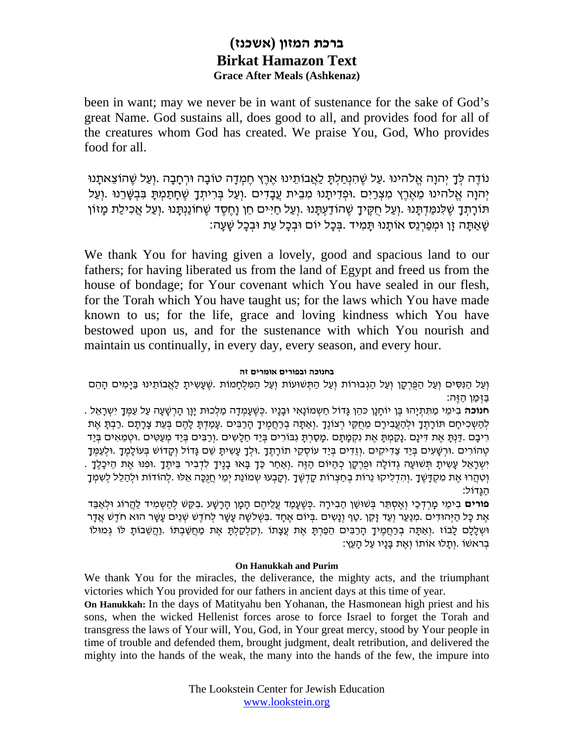been in want; may we never be in want of sustenance for the sake of God's great Name. God sustains all, does good to all, and provides food for all of the creatures whom God has created. We praise You, God, Who provides food for all.

נוֹדֶה לְּךָ יְהוָה אֱלֹהֵינוּ. עַל שֶׁהִנְחַלְתָּ לַאֲבוֹתֵינוּ אֶרֶץ חֶמְדָּה טוֹבָה וּרְחָבָה. וְעַל שֶׁהוֹצֵאתָנוּ יְהוָה אֱלֹהֵינוּ מֵאֶרֶץ מִצְרַיִם. וּפְדִיתָנוּ מִבֵּית עֲבָדִים. וְעַל בְּרִיתְךָ שֶׁחָתַמְתָּ בִּבְשָׂרֵנוּ. וְעַל תּוֹרָתְךָ שֶׁלִּמַּדְתָּנוּ. וְעַל חֻקֶּיךָ שֶׁהוֹדַעְתָּנוּ. וְעַל חַיִּים חֵן וָחֶסֶד שֶׁחוֹנַנְתָּנוּ. וְעַל אֲכִילַת מָזוֹן שָׁאַתָּה זָן וּמְפַרְנֵס אוֹתָנוּ תָּמִיד. בְּכָל יוֹם וּבְכָל עֵת וּבְכָל שָׁעָה:

We thank You for having given a lovely, good and spacious land to our fathers; for having liberated us from the land of Egypt and freed us from the house of bondage; for Your covenant which You have sealed in our flesh, for the Torah which You have taught us; for the laws which You have made known to us; for the life, grace and loving kindness which You have bestowed upon us, and for the sustenance with which You nourish and maintain us continually, in every day, every season, and every hour.

**בחנוכה ובפורים אומרים זה**

וְעַל הַנִּסִּים וְעַל הַפֻּרְקָן וְעַל הַגְּבוּרוֹת וְעַל הַתְּשׁוּעוֹת וְעַל הַמִּלְחָמוֹת. שֶׁעָשִׂיתָ לַאֲבוֹתֵינוּ בַּיָּמִים הָהֵם בַּזְּמַן הַזֶּה:

**חנוכה** בִּימֵי מַתִּתְיָהוּ בֶּן יוֹחָנָן כֹּהֵן גָּדוֹל חַשְׁמוֹנָאִי וּבָנָיו. כְּשֶׁעָמְדָה מַלְכוּת יָוָן הָרְשָׁעָה עַל עַמְּךָ יִשְׂרָאֵל. לְהַשְׁכִּיחָם תּוֹרָתֶךָ וּלְהַעֲבִירָם מֵחֻקֵּי רְצוֹנֶךָ. וְאַתָּה בְּרַחֲמֶיךָ הָרַבִּים. עָמַדְתָּ לָהֶם בְּעֵת צָרָתָם. רַבְתָּ אֶת רִיבָם. דַּנְתָּ אֶת דִּינָם. נָקַמְתָּ אֶת נִקְמָתָם. מָסַרְתָּ גִבּוֹרִים בְּיַד חַלָּשִׁים. וְרַבִּים בְּיַד מְעַטִּים. וּטְמֵאִים בְּיַד טְהוֹרִים. וּרְשָׁעִים בְּיַד צַדִּיקִים. וְזֵדִים בְּיַד עוֹסְקֵי תוֹרָתֶךָ. וּלְךָ עָשִׂיתָ שֵׁם גָּדוֹל וְקָדוֹשׁ בְּעוֹלָמֶךָ. וּלְעַמְּךָ יִשְׂרָאֵל עָשִׂיתָ תְּשׁוּעָה גְדוֹלָה וּפֻרְקָן כְּהַיּוֹם הַזֶּה. וְאַחַר כַּךְ בָּאוּ בָנֶיךָ לִדְבִיר בֵּיתֶךָ. וּפִנּוּ אֶת הֵיכָלֶךָ. וְטִהֲרוּ אֶת מִקְדָּשֶׁךָ. וְהִדְלִיקוּ נֵרוֹת בְּחַצְרוֹת קָדְשֶׁךָ. וְקָבְעוּ שְׁמוֹנַת יְמֵי חֲנֻכָּה אֵלּוּ. לְהוֹדוֹת וּלְהַלֵּל לְשִׁמְךָ הַגָּדוֹל:

**פורים** בִּימֵי מָרְדְּכַי וְאֶסְתֵּר בְּשׁוּשַׁן הַבִּירָה. כְּשֶׁעָמַד עֲלֵיהֶם הָמָן הָרָשָׁע. בִּקֵּשׁ לְהַשְׁמִיד לַהֲרוֹג וּלְאַבֵּד אֶת כָּל הַיְּהוּדִים. מִנַּעַר וְעַד זָקֵן. טַף וְנָשִׁים. בְּיוֹם אֶחָד. בִּשְׁלֹשָׁה עָשָׂר לְחֹדֶשׁ שְׁנֵים עָשָׂר הוּא חֹדֶשׁ אֲדָר וּשְׁלָלָם לָבוֹז. וְאַתָּה בְּרַחֲמֶיךָ הָרַבִּים הֵפַרְתָּ אֶת עֲצָתוֹ. וְקִלְקַלְתָּ אֶת מַחֲשַׁבְתּוֹ. וַהֲשֵׁבוֹתָ לּוֹ גְּמוּלוֹ בְּרֹאשׁוֹ. וְתָלוּ אוֹתוֹ וְאֶת בָּנָיו עַל הָעֵץ:

**On Hanukkah and Purim**

We thank You for the miracles, the deliverance, the mighty acts, and the triumphant victories which You provided for our fathers in ancient days at this time of year.

**On Hanukkah:** In the days of Matityahu ben Yohanan, the Hasmonean high priest and his sons, when the wicked Hellenist forces arose to force Israel to forget the Torah and transgress the laws of Your will, You, God, in Your great mercy, stood by Your people in time of trouble and defended them, brought judgment, dealt retribution, and delivered the mighty into the hands of the weak, the many into the hands of the few, the impure into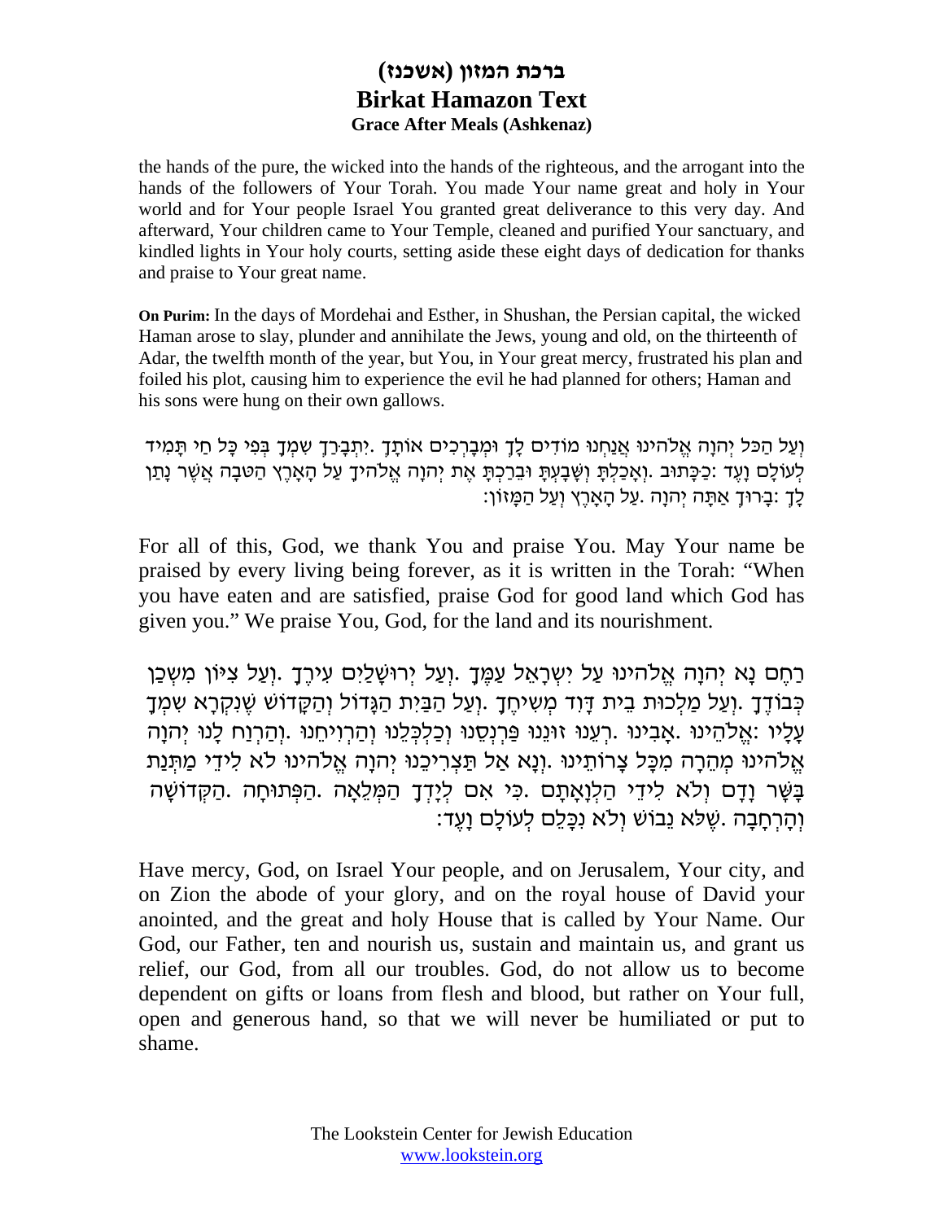the hands of the pure, the wicked into the hands of the righteous, and the arrogant into the hands of the followers of Your Torah. You made Your name great and holy in Your world and for Your people Israel You granted great deliverance to this very day. And afterward, Your children came to Your Temple, cleaned and purified Your sanctuary, and kindled lights in Your holy courts, setting aside these eight days of dedication for thanks and praise to Your great name.

**On Purim:** In the days of Mordehai and Esther, in Shushan, the Persian capital, the wicked Haman arose to slay, plunder and annihilate the Jews, young and old, on the thirteenth of Adar, the twelfth month of the year, but You, in Your great mercy, frustrated his plan and foiled his plot, causing him to experience the evil he had planned for others; Haman and his sons were hung on their own gallows.

וְעַל הַכֹּל יְהוָה אֱלֹהֵינוּ אֲנַחְנוּ מוֹדִים לָךְ וּמְבָרְכִים אוֹתָךְ .יִתְבָּרַךְ שִׁמְךָ בְּפִי כָּל חַי תָּמִיד לְעוֹלָם וָעֶד :כַּכָּתוּב .וְאָכַלְתָּ וְשָׂבָעְתָּ וּבֵרַכְתָּ אֶת יְהוָה אֱלֹהֶיךָ עַל הָאָרֶץ הַטּבָה אֲשֶׁר נָתַן לָךְ :בָּרוּךְ אַתָּה יְהוָה .עַל הָאָרֶץ וְעַל הַמָּזוֹן:

For all of this, God, we thank You and praise You. May Your name be praised by every living being forever, as it is written in the Torah: "When you have eaten and are satisfied, praise God for good land which God has given you." We praise You, God, for the land and its nourishment.

רַחֵם נָא יְהוָה אֱלֹהֵינוּ עַל יִשְׂרָאֵל עַמֶּךָ .וְעַל יְרוּשָׁלַיִם עִירֶךָ .וְעַל צִיּוֹן מִשְׁכַּן כְּבוֹדֶךָ .וְעַל מַלְכוּת בֵּית דָּוִד מְשִׁיחֶךָ .וְעַל הַבַּיִת הַגָּדוֹל וְהַקָּדוֹשׁ שֶׁנִּקְרָא שִׁמְךָ עָלָיו :אֱלֹהֵינוּ .אָבִינוּ .רְעֵנוּ זוּנֵנוּ פַּרְנְסֵנוּ וְכַלְכְּלֵנוּ וְהַרְוִיחֵנוּ .וְהַרְוַח לָנוּ יְהוָה אֱלֹהֵינוּ מְהֵרָה מִכָּל צָרוֹתֵינוּ .וְנָא אַל תַּצְרִיכֵנוּ יְהוָה אֱלֹהֵינוּ לֹא לִידֵי מַתְּנַת בָּשָׂר וָדָם וְלֹא לִידֵי הַלְוָאָתָם .כִּי אִם לְיָדְךָ הַמְּלֵאָה .הַפְּתוּחָה .הַקְּדוֹשָׁה וְהָרְחָבָה .שֶׁלֹּא נֵבוֹשׁ וְלֹא נִכָּלֵם לְעוֹלָם וָעֶד:

Have mercy, God, on Israel Your people, and on Jerusalem, Your city, and on Zion the abode of your glory, and on the royal house of David your anointed, and the great and holy House that is called by Your Name. Our God, our Father, ten and nourish us, sustain and maintain us, and grant us relief, our God, from all our troubles. God, do not allow us to become dependent on gifts or loans from flesh and blood, but rather on Your full, open and generous hand, so that we will never be humiliated or put to shame.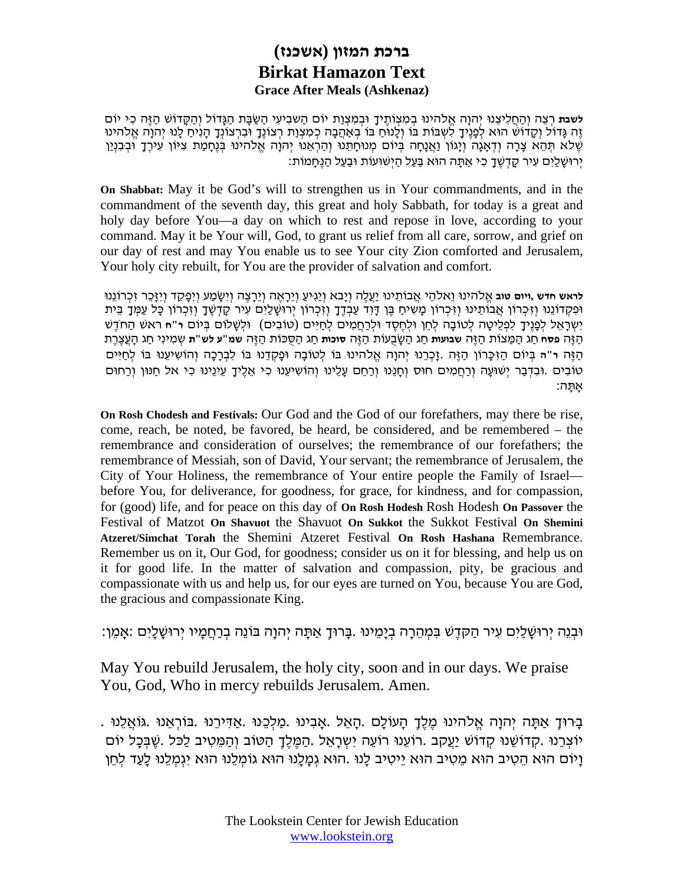# ברכת המזון (אשכנז)
# Birkat Hamazon Text
### Grace After Meals (Ashkenaz)

**לשבת** רְצֵה וְהַחֲלִיצֵנוּ יְהוָה אֱלֹהֵינוּ בְּמִצְוֹתֶיךָ וּבְמִצְוַת יוֹם הַשְּׁבִיעִי הַשַּׁבָּת הַגָּדוֹל וְהַקָּדוֹשׁ הַזֶּה כִּי יוֹם זֶה גָּדוֹל וְקָדוֹשׁ הוּא לְפָנֶיךָ לִשְׁבּוֹת בּוֹ וְלָנוּחַ בּוֹ בְּאַהֲבָה כְּמִצְוַת רְצוֹנֶךָ וּבִרְצוֹנְךָ הָנִיחַ לָנוּ יְהוָה אֱלֹהֵינוּ שֶׁלֹּא תְהֵא צָרָה וְיָגוֹן וַאֲנָחָה בְּיוֹם מְנוּחָתֵנוּ וְהַרְאֵנוּ יְהוָה אֱלֹהֵינוּ בְּנֶחָמַת צִיּוֹן עִירֶךָ וּבְבִנְיַן יְרוּשָׁלַיִם עִיר קָדְשֶׁךָ כִּי אַתָּה הוּא בַּעַל הַיְשׁוּעוֹת וּבַעַל הַנֶּחָמוֹת:

**On Shabbat:** May it be God's will to strengthen us in Your commandments, and in the commandment of the seventh day, this great and holy Sabbath, for today is a great and holy day before You—a day on which to rest and repose in love, according to your command. May it be Your will, God, to grant us relief from all care, sorrow, and grief on our day of rest and may You enable us to see Your city Zion comforted and Jerusalem, Your holy city rebuilt, for You are the provider of salvation and comfort.

**לראש חדש ,ויום טוב** אֱלֹהֵינוּ וֵאלֹהֵי אֲבוֹתֵינוּ יַעֲלֶה וְיָבֹא וְיַגִּיעַ וְיֵרָאֶה וְיֵרָצֶה וְיִשָּׁמַע וְיִפָּקֵד וְיִזָּכֵר זִכְרוֹנֵנוּ וּפִקְדוֹנֵנוּ וְזִכְרוֹן אֲבוֹתֵינוּ וְזִכְרוֹן מָשִׁיחַ בֶּן דָּוִד עַבְדֶּךָ וְזִכְרוֹן יְרוּשָׁלַיִם עִיר קָדְשֶׁךָ וְזִכְרוֹן כָּל עַמְּךָ בֵּית יִשְׂרָאֵל לְפָנֶיךָ לִפְלֵיטָה לְטוֹבָה לְחֵן וּלְחֶסֶד וּלְרַחֲמִים לְחַיִּים (טוֹבִים) וּלְשָׁלוֹם בְּיוֹם **ר"ח** ראשׁ הַחֹדֶשׁ הַזֶּה **פסח** חַג הַמַּצּוֹת הַזֶּה **שבועות** חַג הַשָּׁבֻעוֹת הַזֶּה **סוכות** חַג הַסֻּכּוֹת הַזֶּה **שמ"ע לש"ת** שְׁמִינִי חַג הָעֲצֶרֶת הַזֶּה **ר"ה** בְּיוֹם הַזִּכָּרוֹן הַזֶּה. זָכְרֵנוּ יְהוָה אֱלֹהֵינוּ בּוֹ לְטוֹבָה וּפָקְדֵנוּ בוֹ לִבְרָכָה וְהוֹשִׁיעֵנוּ בוֹ לְחַיִּים טוֹבִים. וּבִדְבַר יְשׁוּעָה וְרַחֲמִים חוּס וְחָנֵּנוּ וְרַחֵם עָלֵינוּ וְהוֹשִׁיעֵנוּ כִּי אֵלֶיךָ עֵינֵינוּ כִּי אל חַנּוּן וְרַחוּם אָתָּה:

**On Rosh Chodesh and Festivals:** Our God and the God of our forefathers, may there be rise, come, reach, be noted, be favored, be heard, be considered, and be remembered – the remembrance and consideration of ourselves; the remembrance of our forefathers; the remembrance of Messiah, son of David, Your servant; the remembrance of Jerusalem, the City of Your Holiness, the remembrance of Your entire people the Family of Israel—before You, for deliverance, for goodness, for grace, for kindness, and for compassion, for (good) life, and for peace on this day of **On Rosh Hodesh** Rosh Hodesh **On Passover** the Festival of Matzot **On Shavuot** the Shavuot **On Sukkot** the Sukkot Festival **On Shemini Atzeret/Simchat Torah** the Shemini Atzeret Festival **On Rosh Hashana** Remembrance. Remember us on it, Our God, for goodness; consider us on it for blessing, and help us on it for good life. In the matter of salvation and compassion, pity, be gracious and compassionate with us and help us, for our eyes are turned on You, because You are God, the gracious and compassionate King.

וּבְנֵה יְרוּשָׁלַיִם עִיר הַקֹּדֶשׁ בִּמְהֵרָה בְיָמֵינוּ. בָּרוּךְ אַתָּה יְהוָה בּוֹנֵה בְרַחֲמָיו יְרוּשָׁלָיִם: אָמֵן:

May You rebuild Jerusalem, the holy city, soon and in our days. We praise You, God, Who in mercy rebuilds Jerusalem. Amen.

בָּרוּךְ אַתָּה יְהוָה אֱלֹהֵינוּ מֶלֶךְ הָעוֹלָם. הָאֵל. אָבִינוּ. מַלְכֵּנוּ. אַדִּירֵנוּ. בּוֹרְאֵנוּ. גּוֹאֲלֵנוּ. יוֹצְרֵנוּ. קְדוֹשֵׁנוּ קְדוֹשׁ יַעֲקֹב. רוֹעֵנוּ רוֹעֵה יִשְׂרָאֵל. הַמֶּלֶךְ הַטּוֹב וְהַמֵּטִיב לַכֹּל. שֶׁבְּכָל יוֹם וָיוֹם הוּא הֵטִיב הוּא מֵטִיב הוּא יֵיטִיב לָנוּ. הוּא גְמָלָנוּ הוּא גוֹמְלֵנוּ הוּא יִגְמְלֵנוּ לָעַד לְחֵן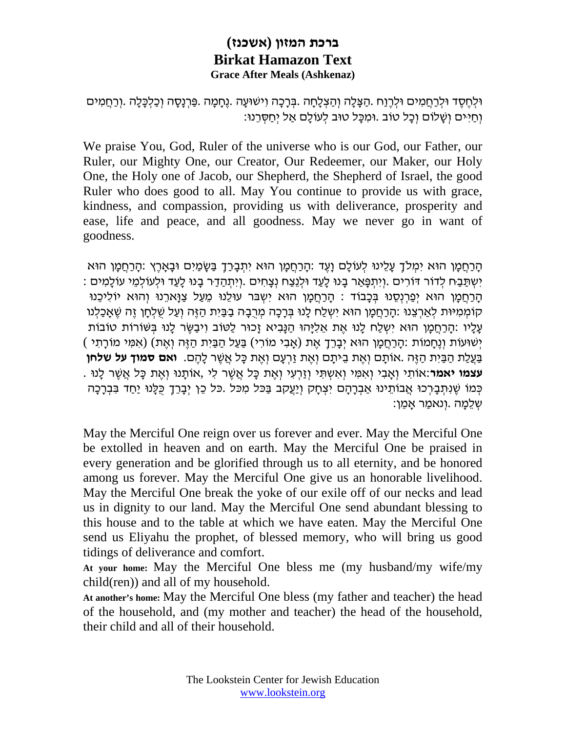# ברכת המזון (אשכנז)
## Birkat Hamazon Text
### Grace After Meals (Ashkenaz)

וּלְחֶסֶד וּלְרַחֲמִים וּלְרֶוַח. הַצָּלָה וְהַצְלָחָה. בְּרָכָה וִישׁוּעָה. נֶחָמָה. פַּרְנָסָה וְכַלְכָּלָה. וְרַחֲמִים וְחַיִּים וְשָׁלוֹם וְכָל טוֹב. וּמִכָּל טוּב לְעוֹלָם אַל יְחַסְּרֵנוּ:

We praise You, God, Ruler of the universe who is our God, our Father, our Ruler, our Mighty One, our Creator, Our Redeemer, our Maker, our Holy One, the Holy one of Jacob, our Shepherd, the Shepherd of Israel, the good Ruler who does good to all. May You continue to provide us with grace, kindness, and compassion, providing us with deliverance, prosperity and ease, life and peace, and all goodness. May we never go in want of goodness.

הָרַחֲמָן הוּא יִמְלֹךְ עָלֵינוּ לְעוֹלָם וָעֶד: הָרַחֲמָן הוּא יִתְבָּרַךְ בַּשָּׁמַיִם וּבָאָרֶץ: הָרַחֲמָן הוּא יִשְׁתַּבַּח לְדוֹר דּוֹרִים. וְיִתְפָּאַר בָּנוּ לָעַד וּלְנֵצַח נְצָחִים. וְיִתְהַדַּר בָּנוּ לָעַד וּלְעוֹלְמֵי עוֹלָמִים: הָרַחֲמָן הוּא יְפַרְנְסֵנוּ בְּכָבוֹד: הָרַחֲמָן הוּא יִשְׁבּוֹר עוּלֵנוּ מֵעַל צַוָּארֵנוּ וְהוּא יוֹלִיכֵנוּ קוֹמְמִיּוּת לְאַרְצֵנוּ: הָרַחֲמָן הוּא יִשְׁלַח לָנוּ בְּרָכָה מְרֻבָּה בַּבַּיִת הַזֶּה וְעַל שֻׁלְחָן זֶה שֶׁאָכַלְנוּ עָלָיו: הָרַחֲמָן הוּא יִשְׁלַח לָנוּ אֶת אֵלִיָּהוּ הַנָּבִיא זָכוּר לַטּוֹב וִיבַשֶּׂר לָנוּ בְּשׂוֹרוֹת טוֹבוֹת יְשׁוּעוֹת וְנֶחָמוֹת: הָרַחֲמָן הוּא יְבָרֵךְ אֶת (אָבִי מוֹרִי) בַּעַל הַבַּיִת הַזֶּה וְאֶת (אִמִּי מוֹרָתִי) בַּעֲלַת הַבַּיִת הַזֶּה. אוֹתָם וְאֶת בֵּיתָם וְאֶת זַרְעָם וְאֶת כָּל אֲשֶׁר לָהֶם. **ואם סמוך על שלחן עצמו יאמר**: אוֹתִי וְאָבִי וְאִמִּי וְאִשְׁתִּי וְזַרְעִי וְאֶת כָּל אֲשֶׁר לִי, אוֹתָנוּ וְאֶת כָּל אֲשֶׁר לָנוּ. כְּמוֹ שֶׁנִּתְבָּרְכוּ אֲבוֹתֵינוּ אַבְרָהָם יִצְחָק וְיַעֲקֹב בַּכֹּל מִכֹּל. כֹּל כֵּן יְבָרֵךְ אוֹתָנוּ כֻּלָּנוּ יַחַד בִּבְרָכָה שְׁלֵמָה. וְנֹאמַר אָמֵן:

May the Merciful One reign over us forever and ever. May the Merciful One be extolled in heaven and on earth. May the Merciful One be praised in every generation and be glorified through us to all eternity, and be honored among us forever. May the Merciful One give us an honorable livelihood. May the Merciful One break the yoke of our exile off of our necks and lead us in dignity to our land. May the Merciful One send abundant blessing to this house and to the table at which we have eaten. May the Merciful One send us Eliyahu the prophet, of blessed memory, who will bring us good tidings of deliverance and comfort.

**At your home:** May the Merciful One bless me (my husband/my wife/my child(ren)) and all of my household.

**At another's home:** May the Merciful One bless (my father and teacher) the head of the household, and (my mother and teacher) the head of the household, their child and all of their household.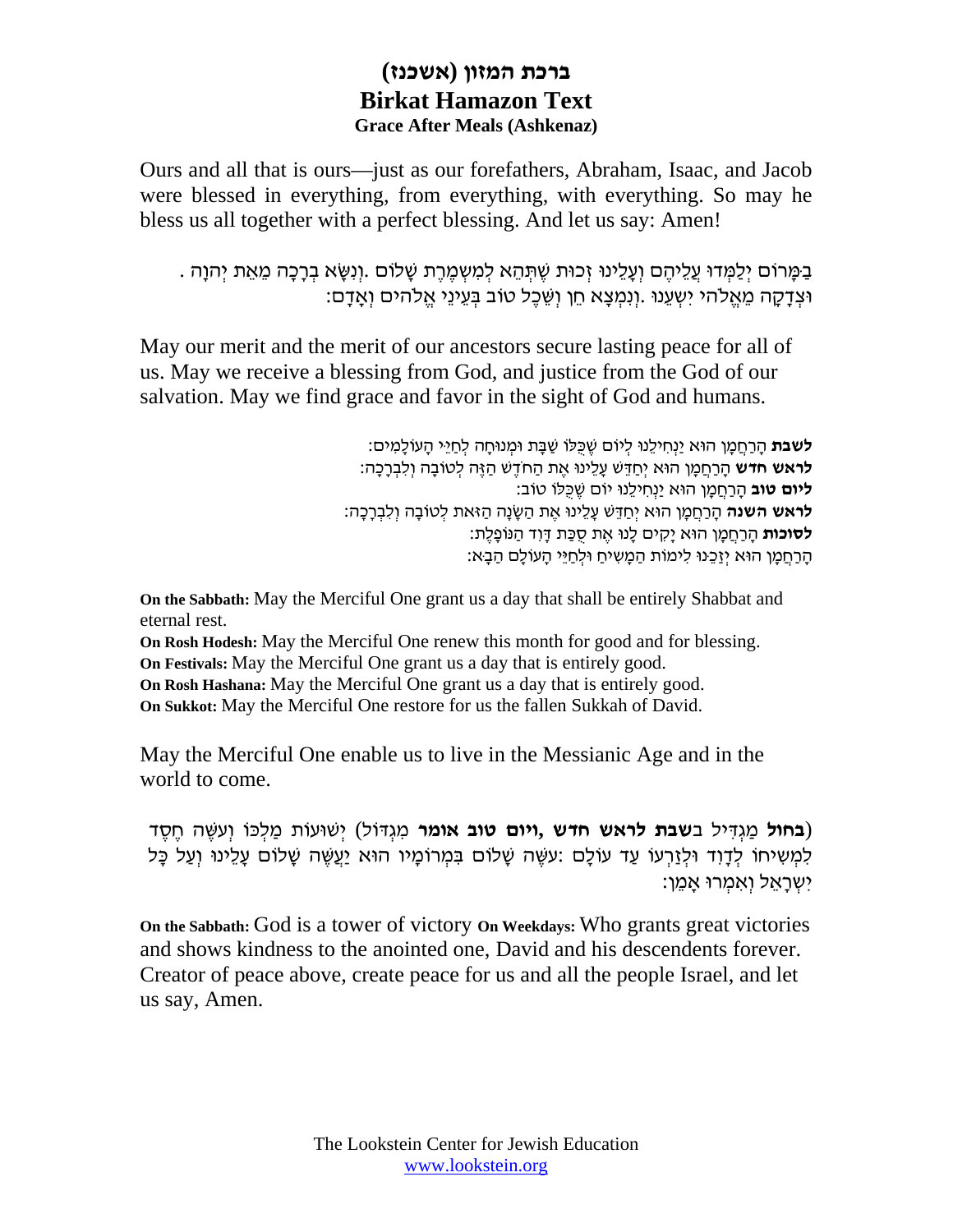# ברכת המזון (אשכנז)
## Birkat Hamazon Text
### Grace After Meals (Ashkenaz)

Ours and all that is ours—just as our forefathers, Abraham, Isaac, and Jacob were blessed in everything, from everything, with everything. So may he bless us all together with a perfect blessing. And let us say: Amen!

בַּמָּרוֹם יְלַמְּדוּ עֲלֵיהֶם וְעָלֵינוּ זְכוּת שֶׁתְּהֵא לְמִשְׁמֶרֶת שָׁלוֹם .וְנִשָּׂא בְרָכָה מֵאֵת יְהוָה . וּצְדָקָה מֵאֱלֹהֵי יִשְׁעֵנוּ .וְנִמְצָא חֵן וְשֵׂכֶל טוֹב בְּעֵינֵי אֱלֹהִים וְאָדָם:

May our merit and the merit of our ancestors secure lasting peace for all of us. May we receive a blessing from God, and justice from the God of our salvation. May we find grace and favor in the sight of God and humans.

**לשבת** הָרַחֲמָן הוּא יַנְחִילֵנוּ לְיוֹם שֶׁכֻּלּוֹ שַׁבָּת וּמְנוּחָה לְחַיֵּי הָעוֹלָמִים:
**לראש חדש** הָרַחֲמָן הוּא יְחַדֵּשׁ עָלֵינוּ אֶת הַחֹדֶשׁ הַזֶּה לְטוֹבָה וְלִבְרָכָה:
**ליום טוב** הָרַחֲמָן הוּא יַנְחִילֵנוּ יוֹם שֶׁכֻּלּוֹ טוֹב:
**לראש השנה** הָרַחֲמָן הוּא יְחַדֵּשׁ עָלֵינוּ אֶת הַשָּׁנָה הַזֹּאת לְטוֹבָה וְלִבְרָכָה:
**לסוכות** הָרַחֲמָן הוּא יָקִים לָנוּ אֶת סֻכַּת דָּוִד הַנּוֹפָלֶת:
הָרַחֲמָן הוּא יְזַכֵּנוּ לִימוֹת הַמָּשִׁיחַ וּלְחַיֵּי הָעוֹלָם הַבָּא:

**On the Sabbath:** May the Merciful One grant us a day that shall be entirely Shabbat and eternal rest.
**On Rosh Hodesh:** May the Merciful One renew this month for good and for blessing.
**On Festivals:** May the Merciful One grant us a day that is entirely good.
**On Rosh Hashana:** May the Merciful One grant us a day that is entirely good.
**On Sukkot:** May the Merciful One restore for us the fallen Sukkah of David.

May the Merciful One enable us to live in the Messianic Age and in the world to come.

(**בחול** מַגְדִּיל **בשבת לראש חדש ,ויום טוב אומר** מִגְדּוֹל) יְשׁוּעוֹת מַלְכּוֹ וְעֹשֶׂה חֶסֶד לִמְשִׁיחוֹ לְדָוִד וּלְזַרְעוֹ עַד עוֹלָם :עֹשֶׂה שָׁלוֹם בִּמְרוֹמָיו הוּא יַעֲשֶׂה שָׁלוֹם עָלֵינוּ וְעַל כָּל יִשְׂרָאֵל וְאִמְרוּ אָמֵן:

**On the Sabbath:** God is a tower of victory **On Weekdays:** Who grants great victories and shows kindness to the anointed one, David and his descendents forever. Creator of peace above, create peace for us and all the people Israel, and let us say, Amen.

The Lookstein Center for Jewish Education
www.lookstein.org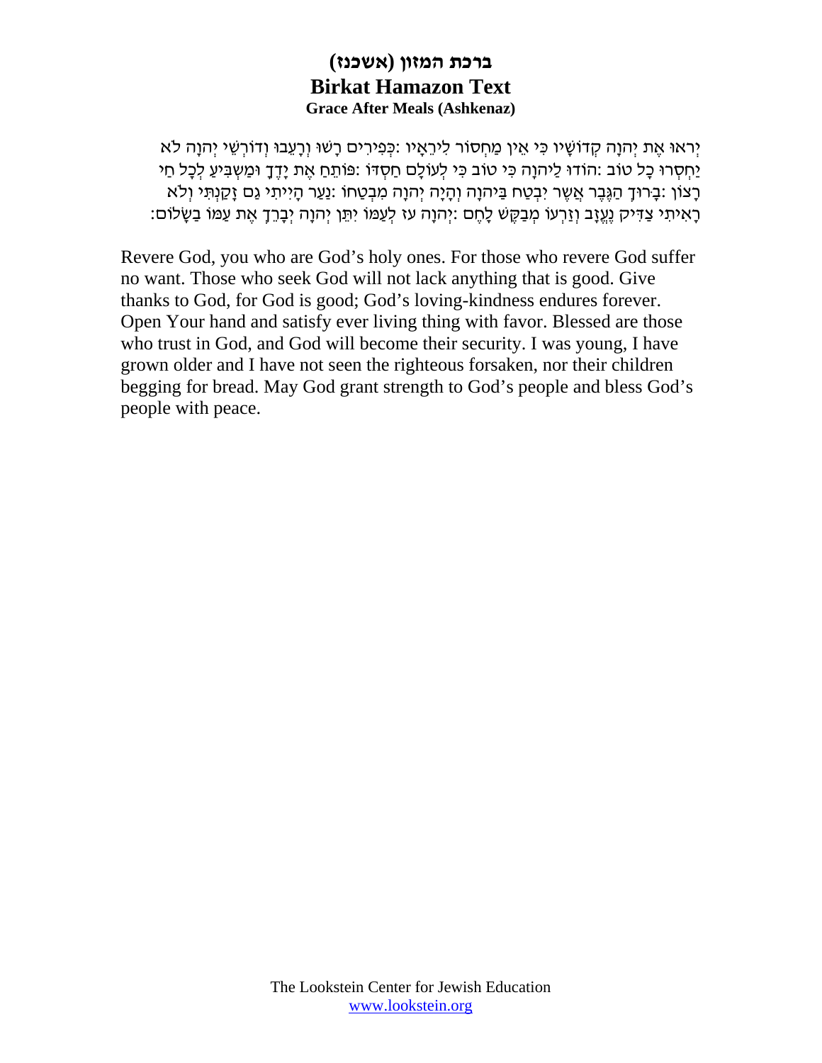# ברכת המזון (אשכנז)
# Birkat Hamazon Text
### Grace After Meals (Ashkenaz)

יְראוּ אֶת יְהוָה קְדוֹשָׁיו כִּי אֵין מַחְסוֹר לִירֵאָיו :כְּפִירִים רָשׁוּ וְרָעֵבוּ וְדוֹרְשֵׁי יְהוָה לֹא יַחְסְרוּ כָל טוֹב :הוֹדוּ לַיהוָה כִּי טוֹב כִּי לְעוֹלָם חַסְדּוֹ :פּוֹתֵחַ אֶת יָדֶךָ וּמַשְׂבִּיעַ לְכָל חַי רָצוֹן :בָּרוּךְ הַגֶּבֶר אֲשֶׁר יִבְטַח בַּיהוָה וְהָיָה יְהוָה מִבְטַחוֹ :נַעַר הָיִיתִי גַּם זָקַנְתִּי וְלֹא רָאִיתִי צַדִּיק נֶעֱזָב וְזַרְעוֹ מְבַקֶּשׁ לָחֶם :יְהוָה עֹז לְעַמּוֹ יִתֵּן יְהוָה יְבָרֵךְ אֶת עַמּוֹ בַשָּׁלוֹם:

Revere God, you who are God's holy ones. For those who revere God suffer no want. Those who seek God will not lack anything that is good. Give thanks to God, for God is good; God's loving-kindness endures forever. Open Your hand and satisfy ever living thing with favor. Blessed are those who trust in God, and God will become their security. I was young, I have grown older and I have not seen the righteous forsaken, nor their children begging for bread. May God grant strength to God's people and bless God's people with peace.